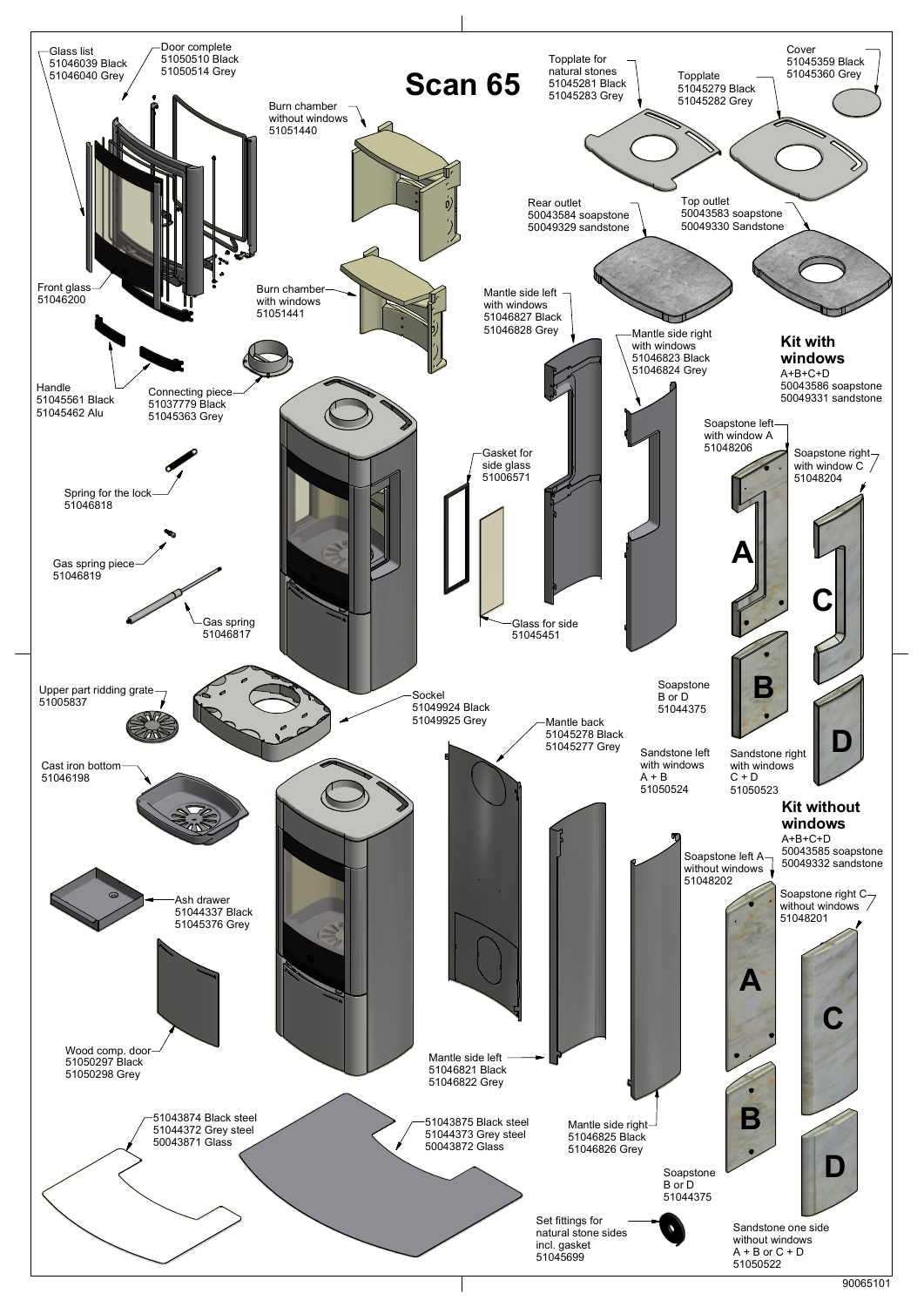# Scan 65

Glass list
51046039 Black
51046040 Grey

Door complete
51050510 Black
51050514 Grey

Burn chamber without windows
51051440

Burn chamber with windows
51051441

Front glass
51046200

Handle
51045561 Black
51045462 Alu

Connecting piece
51037779 Black
51045363 Grey

Spring for the lock
51046818

Gas spring piece
51046819

Gas spring
51046817

Upper part ridding grate
51005837

Cast iron bottom
51046198

Ash drawer
51044337 Black
51045376 Grey

Wood comp. door
51050297 Black
51050298 Grey

Sockel
51049924 Black
51049925 Grey

Topplate for natural stones
51045281 Black
51045283 Grey

Topplate
51045279 Black
51045282 Grey

Cover
51045359 Black
51045360 Grey

Rear outlet
50043584 soapstone
50049329 sandstone

Top outlet
50043583 soapstone
50049330 Sandstone

Mantle side left with windows
51046827 Black
51046828 Grey

Mantle side right with windows
51046823 Black
51046824 Grey

Gasket for side glass
51006571

Glass for side
51045451

**Kit with windows**
A+B+C+D
50043586 soapstone
50049331 sandstone

Soapstone left with window A
51048206

Soapstone right with window C
51048204

Soapstone B or D
51044375

Sandstone left with windows A + B
51050524

Sandstone right with windows C + D
51050523

Mantle back
51045278 Black
51045277 Grey

Mantle side left
51046821 Black
51046822 Grey

Mantle side right
51046825 Black
51046826 Grey

**Kit without windows**
A+B+C+D
50043585 soapstone
50049332 sandstone

Soapstone left A without windows
51048202

Soapstone right C without windows
51048201

Soapstone B or D
51044375

Sandstone one side without windows
A + B or C + D
51050522

51043874 Black steel
51044372 Grey steel
50043871 Glass

51043875 Black steel
51044373 Grey steel
50043872 Glass

Set fittings for natural stone sides incl. gasket
51045699

90065101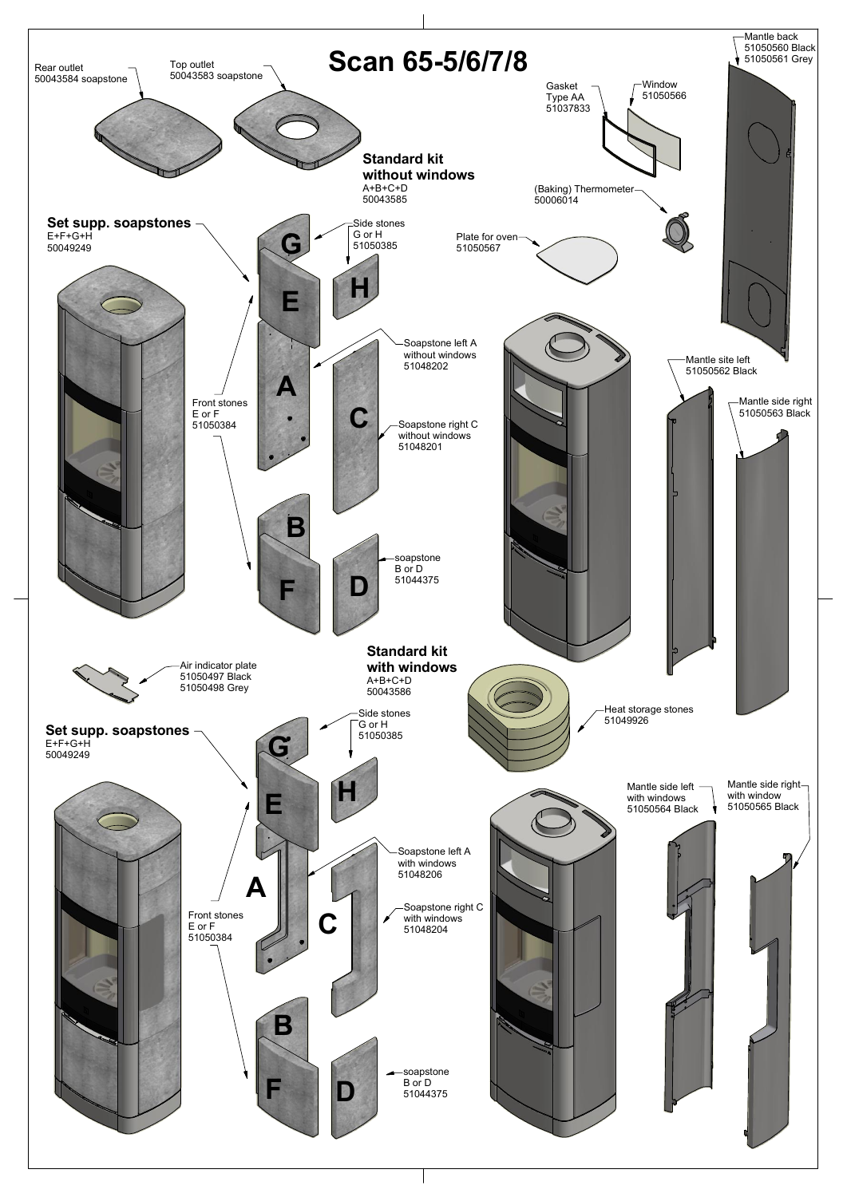# Scan 65-5/6/7/8

Rear outlet
50043584 soapstone

Top outlet
50043583 soapstone

Mantle back
51050560 Black
51050561 Grey

Gasket
Type AA
51037833

Window
51050566

**Standard kit without windows**
A+B+C+D
50043585

(Baking) Thermometer
50006014

**Set supp. soapstones**
E+F+G+H
50049249

Side stones
G or H
51050385

Plate for oven
51050567

Soapstone left A
without windows
51048202

Mantle site left
51050562 Black

Mantle side right
51050563 Black

Front stones
E or F
51050384

Soapstone right C
without windows
51048201

soapstone
B or D
51044375

**Standard kit with windows**
A+B+C+D
50043586

Air indicator plate
51050497 Black
51050498 Grey

Heat storage stones
51049926

Side stones
G or H
51050385

**Set supp. soapstones**
E+F+G+H
50049249

Mantle side left
with windows
51050564 Black

Mantle side right
with window
51050565 Black

Soapstone left A
with windows
51048206

Soapstone right C
with windows
51048204

Front stones
E or F
51050384

soapstone
B or D
51044375